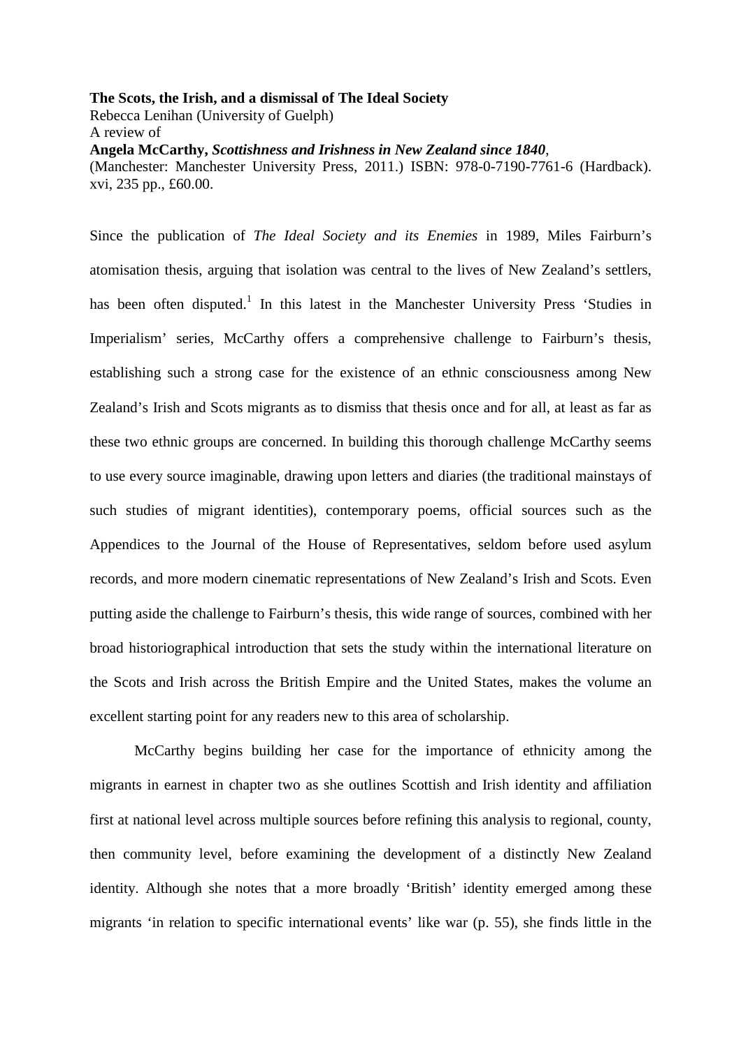**The Scots, the Irish, and a dismissal of The Ideal Society**
Rebecca Lenihan (University of Guelph)
A review of
**Angela McCarthy, *Scottishness and Irishness in New Zealand since 1840*,**
(Manchester: Manchester University Press, 2011.) ISBN: 978-0-7190-7761-6 (Hardback). xvi, 235 pp., £60.00.

Since the publication of *The Ideal Society and its Enemies* in 1989, Miles Fairburn's atomisation thesis, arguing that isolation was central to the lives of New Zealand's settlers, has been often disputed.[1] In this latest in the Manchester University Press 'Studies in Imperialism' series, McCarthy offers a comprehensive challenge to Fairburn's thesis, establishing such a strong case for the existence of an ethnic consciousness among New Zealand's Irish and Scots migrants as to dismiss that thesis once and for all, at least as far as these two ethnic groups are concerned. In building this thorough challenge McCarthy seems to use every source imaginable, drawing upon letters and diaries (the traditional mainstays of such studies of migrant identities), contemporary poems, official sources such as the Appendices to the Journal of the House of Representatives, seldom before used asylum records, and more modern cinematic representations of New Zealand's Irish and Scots. Even putting aside the challenge to Fairburn's thesis, this wide range of sources, combined with her broad historiographical introduction that sets the study within the international literature on the Scots and Irish across the British Empire and the United States, makes the volume an excellent starting point for any readers new to this area of scholarship.

McCarthy begins building her case for the importance of ethnicity among the migrants in earnest in chapter two as she outlines Scottish and Irish identity and affiliation first at national level across multiple sources before refining this analysis to regional, county, then community level, before examining the development of a distinctly New Zealand identity. Although she notes that a more broadly 'British' identity emerged among these migrants 'in relation to specific international events' like war (p. 55), she finds little in the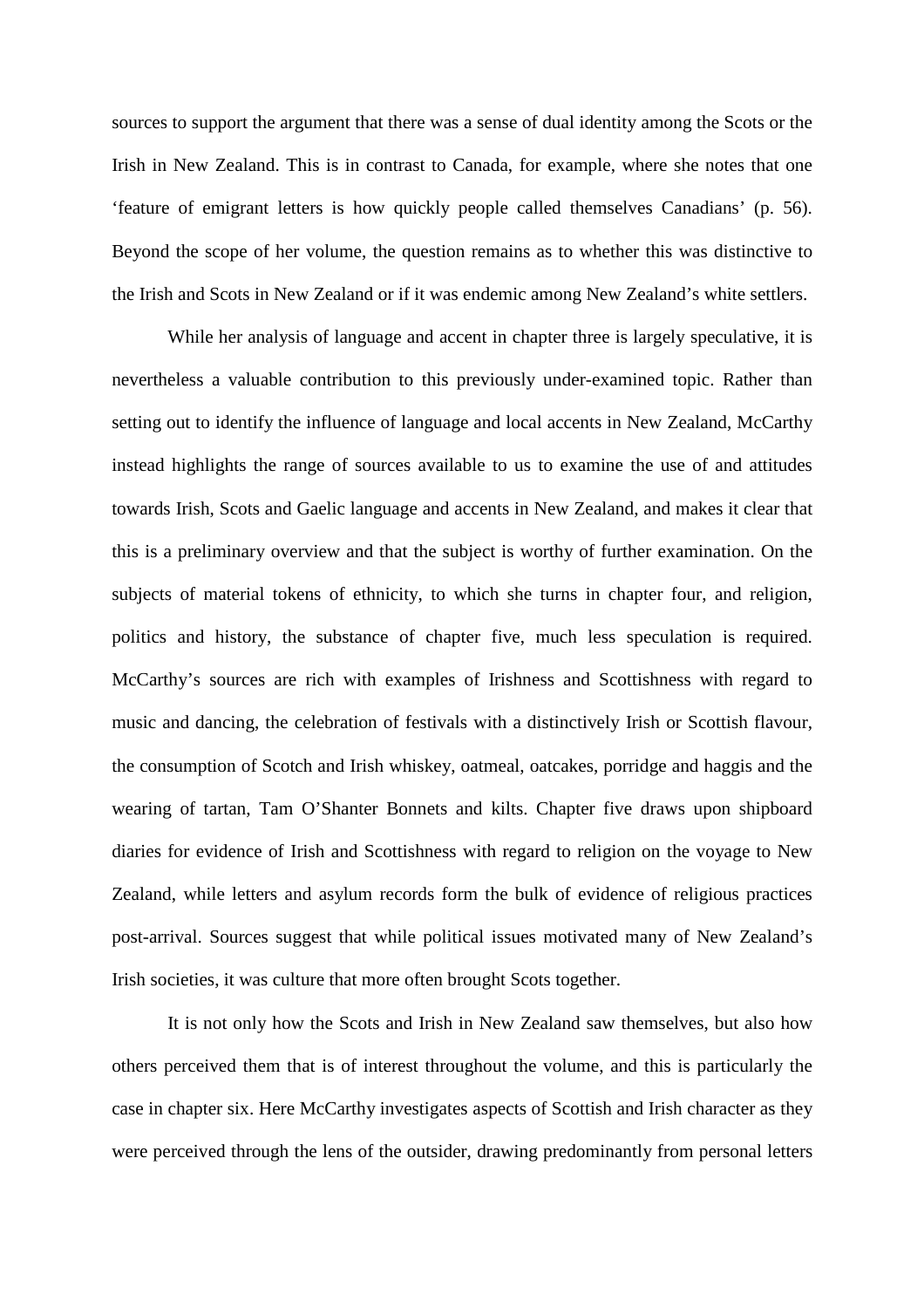sources to support the argument that there was a sense of dual identity among the Scots or the Irish in New Zealand. This is in contrast to Canada, for example, where she notes that one 'feature of emigrant letters is how quickly people called themselves Canadians' (p. 56). Beyond the scope of her volume, the question remains as to whether this was distinctive to the Irish and Scots in New Zealand or if it was endemic among New Zealand's white settlers.

While her analysis of language and accent in chapter three is largely speculative, it is nevertheless a valuable contribution to this previously under-examined topic. Rather than setting out to identify the influence of language and local accents in New Zealand, McCarthy instead highlights the range of sources available to us to examine the use of and attitudes towards Irish, Scots and Gaelic language and accents in New Zealand, and makes it clear that this is a preliminary overview and that the subject is worthy of further examination. On the subjects of material tokens of ethnicity, to which she turns in chapter four, and religion, politics and history, the substance of chapter five, much less speculation is required. McCarthy's sources are rich with examples of Irishness and Scottishness with regard to music and dancing, the celebration of festivals with a distinctively Irish or Scottish flavour, the consumption of Scotch and Irish whiskey, oatmeal, oatcakes, porridge and haggis and the wearing of tartan, Tam O'Shanter Bonnets and kilts. Chapter five draws upon shipboard diaries for evidence of Irish and Scottishness with regard to religion on the voyage to New Zealand, while letters and asylum records form the bulk of evidence of religious practices post-arrival. Sources suggest that while political issues motivated many of New Zealand's Irish societies, it was culture that more often brought Scots together.

It is not only how the Scots and Irish in New Zealand saw themselves, but also how others perceived them that is of interest throughout the volume, and this is particularly the case in chapter six. Here McCarthy investigates aspects of Scottish and Irish character as they were perceived through the lens of the outsider, drawing predominantly from personal letters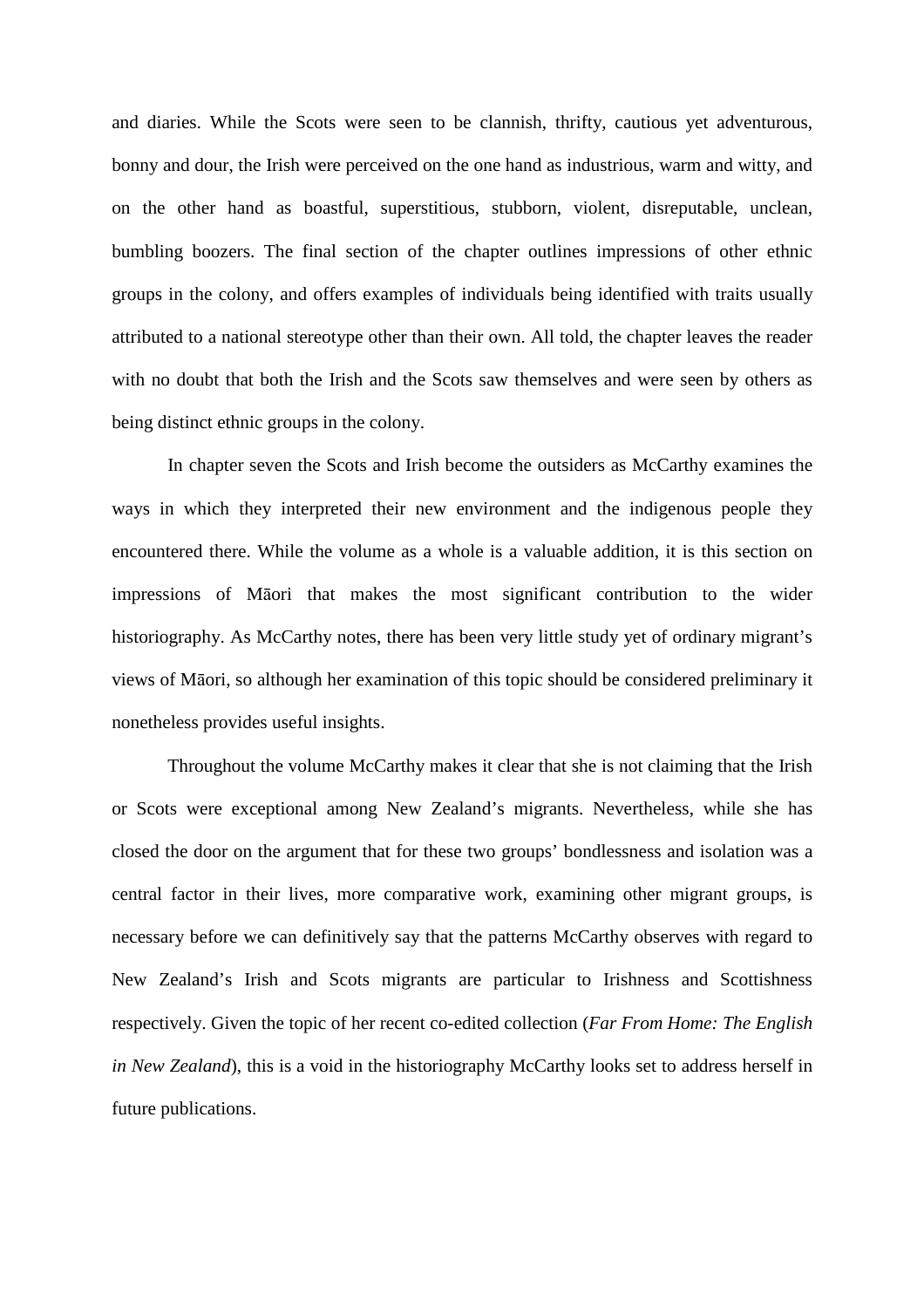and diaries. While the Scots were seen to be clannish, thrifty, cautious yet adventurous, bonny and dour, the Irish were perceived on the one hand as industrious, warm and witty, and on the other hand as boastful, superstitious, stubborn, violent, disreputable, unclean, bumbling boozers. The final section of the chapter outlines impressions of other ethnic groups in the colony, and offers examples of individuals being identified with traits usually attributed to a national stereotype other than their own. All told, the chapter leaves the reader with no doubt that both the Irish and the Scots saw themselves and were seen by others as being distinct ethnic groups in the colony.

In chapter seven the Scots and Irish become the outsiders as McCarthy examines the ways in which they interpreted their new environment and the indigenous people they encountered there. While the volume as a whole is a valuable addition, it is this section on impressions of Māori that makes the most significant contribution to the wider historiography. As McCarthy notes, there has been very little study yet of ordinary migrant's views of Māori, so although her examination of this topic should be considered preliminary it nonetheless provides useful insights.

Throughout the volume McCarthy makes it clear that she is not claiming that the Irish or Scots were exceptional among New Zealand's migrants. Nevertheless, while she has closed the door on the argument that for these two groups' bondlessness and isolation was a central factor in their lives, more comparative work, examining other migrant groups, is necessary before we can definitively say that the patterns McCarthy observes with regard to New Zealand's Irish and Scots migrants are particular to Irishness and Scottishness respectively. Given the topic of her recent co-edited collection (*Far From Home: The English in New Zealand*), this is a void in the historiography McCarthy looks set to address herself in future publications.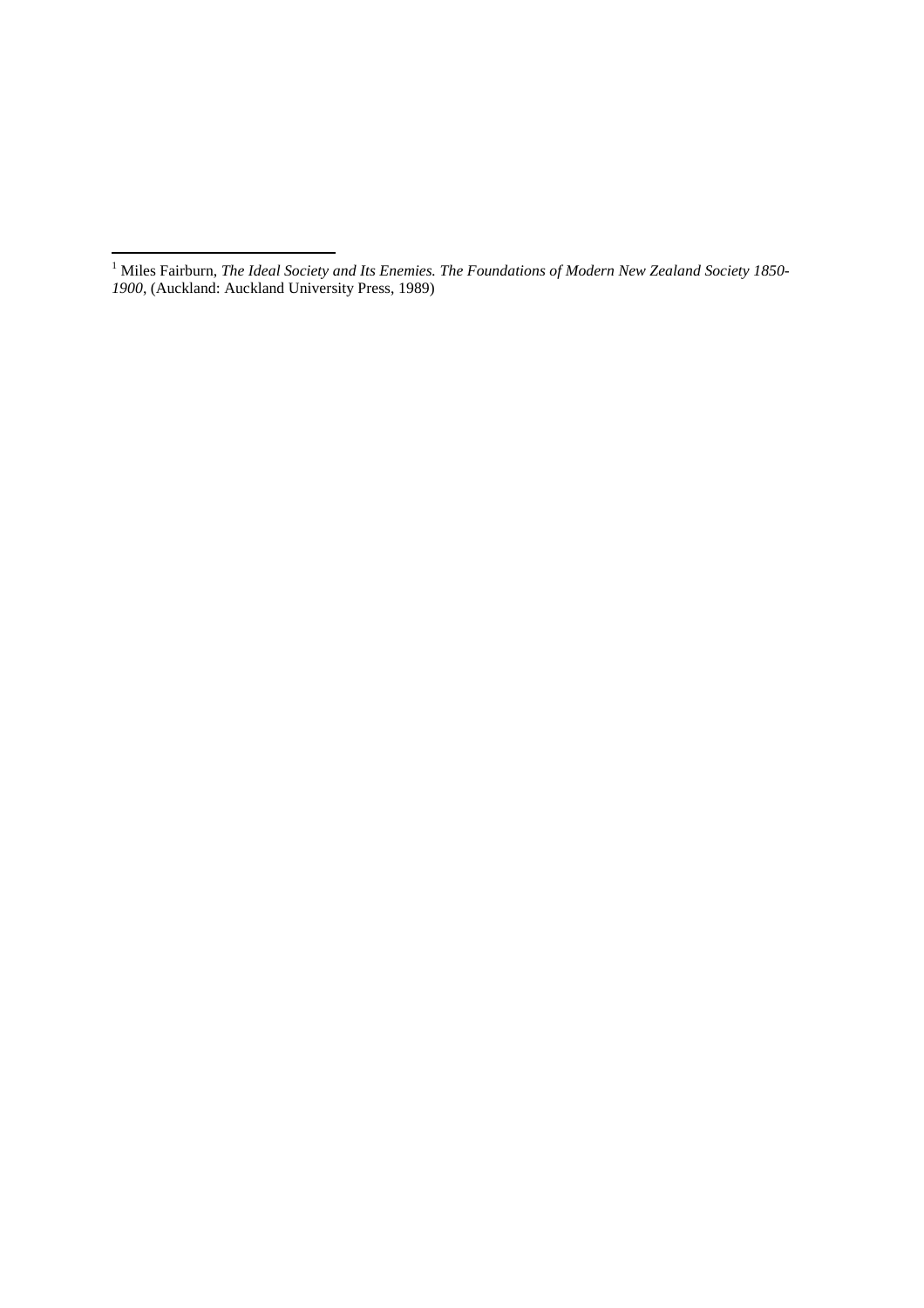[1] Miles Fairburn, *The Ideal Society and Its Enemies. The Foundations of Modern New Zealand Society 1850-1900*, (Auckland: Auckland University Press, 1989)